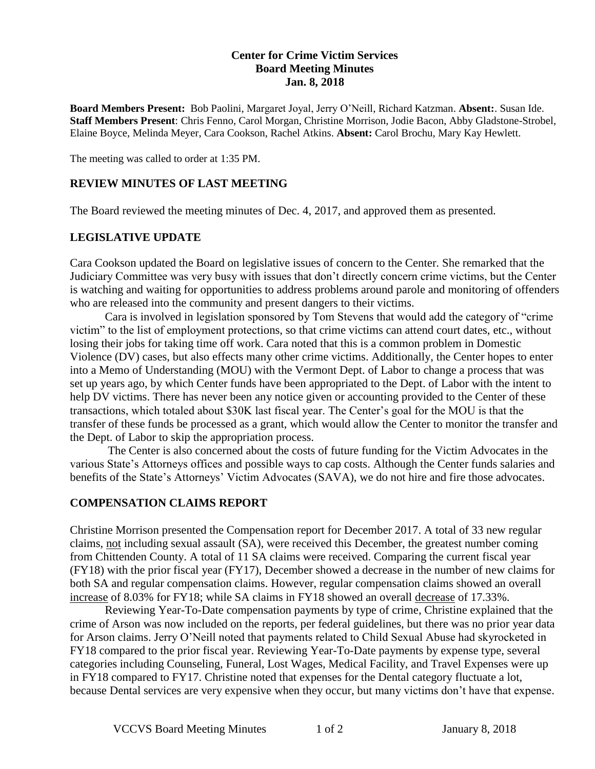**Center for Crime Victim Services**
**Board Meeting Minutes**
**Jan. 8, 2018**

**Board Members Present:** Bob Paolini, Margaret Joyal, Jerry O'Neill, Richard Katzman. **Absent:**. Susan Ide.
**Staff Members Present**: Chris Fenno, Carol Morgan, Christine Morrison, Jodie Bacon, Abby Gladstone-Strobel, Elaine Boyce, Melinda Meyer, Cara Cookson, Rachel Atkins. **Absent:** Carol Brochu, Mary Kay Hewlett.

The meeting was called to order at 1:35 PM.

## REVIEW MINUTES OF LAST MEETING

The Board reviewed the meeting minutes of Dec. 4, 2017, and approved them as presented.

## LEGISLATIVE UPDATE

Cara Cookson updated the Board on legislative issues of concern to the Center. She remarked that the Judiciary Committee was very busy with issues that don't directly concern crime victims, but the Center is watching and waiting for opportunities to address problems around parole and monitoring of offenders who are released into the community and present dangers to their victims.

Cara is involved in legislation sponsored by Tom Stevens that would add the category of "crime victim" to the list of employment protections, so that crime victims can attend court dates, etc., without losing their jobs for taking time off work. Cara noted that this is a common problem in Domestic Violence (DV) cases, but also effects many other crime victims. Additionally, the Center hopes to enter into a Memo of Understanding (MOU) with the Vermont Dept. of Labor to change a process that was set up years ago, by which Center funds have been appropriated to the Dept. of Labor with the intent to help DV victims. There has never been any notice given or accounting provided to the Center of these transactions, which totaled about $30K last fiscal year. The Center's goal for the MOU is that the transfer of these funds be processed as a grant, which would allow the Center to monitor the transfer and the Dept. of Labor to skip the appropriation process.

The Center is also concerned about the costs of future funding for the Victim Advocates in the various State's Attorneys offices and possible ways to cap costs. Although the Center funds salaries and benefits of the State's Attorneys' Victim Advocates (SAVA), we do not hire and fire those advocates.

## COMPENSATION CLAIMS REPORT

Christine Morrison presented the Compensation report for December 2017. A total of 33 new regular claims, <u>not</u> including sexual assault (SA), were received this December, the greatest number coming from Chittenden County. A total of 11 SA claims were received. Comparing the current fiscal year (FY18) with the prior fiscal year (FY17), December showed a decrease in the number of new claims for both SA and regular compensation claims. However, regular compensation claims showed an overall <u>increase</u> of 8.03% for FY18; while SA claims in FY18 showed an overall <u>decrease</u> of 17.33%.

Reviewing Year-To-Date compensation payments by type of crime, Christine explained that the crime of Arson was now included on the reports, per federal guidelines, but there was no prior year data for Arson claims. Jerry O'Neill noted that payments related to Child Sexual Abuse had skyrocketed in FY18 compared to the prior fiscal year. Reviewing Year-To-Date payments by expense type, several categories including Counseling, Funeral, Lost Wages, Medical Facility, and Travel Expenses were up in FY18 compared to FY17. Christine noted that expenses for the Dental category fluctuate a lot, because Dental services are very expensive when they occur, but many victims don't have that expense.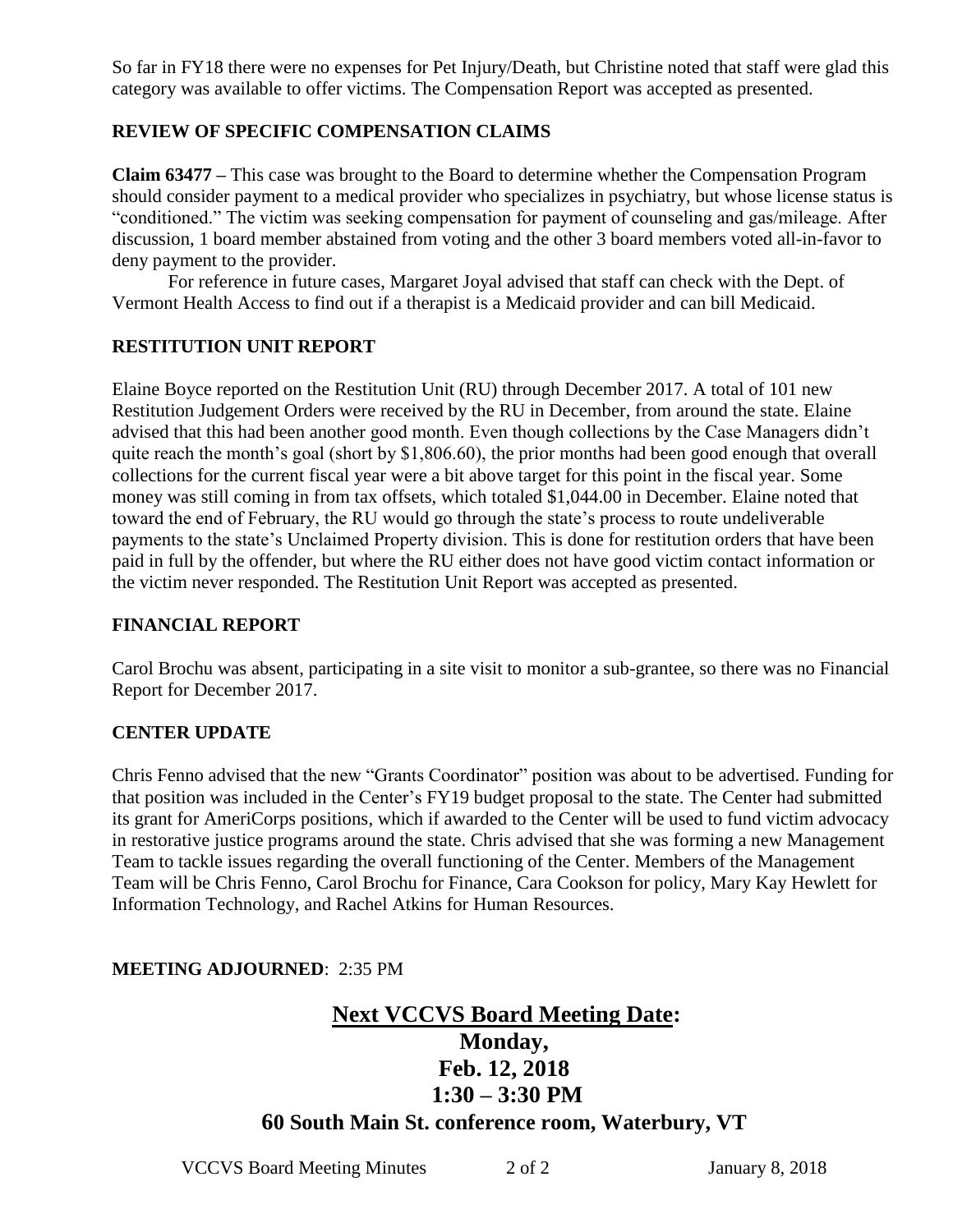So far in FY18 there were no expenses for Pet Injury/Death, but Christine noted that staff were glad this category was available to offer victims. The Compensation Report was accepted as presented.

## REVIEW OF SPECIFIC COMPENSATION CLAIMS

**Claim 63477 –** This case was brought to the Board to determine whether the Compensation Program should consider payment to a medical provider who specializes in psychiatry, but whose license status is "conditioned." The victim was seeking compensation for payment of counseling and gas/mileage. After discussion, 1 board member abstained from voting and the other 3 board members voted all-in-favor to deny payment to the provider.

For reference in future cases, Margaret Joyal advised that staff can check with the Dept. of Vermont Health Access to find out if a therapist is a Medicaid provider and can bill Medicaid.

## RESTITUTION UNIT REPORT

Elaine Boyce reported on the Restitution Unit (RU) through December 2017. A total of 101 new Restitution Judgement Orders were received by the RU in December, from around the state. Elaine advised that this had been another good month. Even though collections by the Case Managers didn't quite reach the month's goal (short by $1,806.60), the prior months had been good enough that overall collections for the current fiscal year were a bit above target for this point in the fiscal year. Some money was still coming in from tax offsets, which totaled $1,044.00 in December. Elaine noted that toward the end of February, the RU would go through the state's process to route undeliverable payments to the state's Unclaimed Property division. This is done for restitution orders that have been paid in full by the offender, but where the RU either does not have good victim contact information or the victim never responded. The Restitution Unit Report was accepted as presented.

## FINANCIAL REPORT

Carol Brochu was absent, participating in a site visit to monitor a sub-grantee, so there was no Financial Report for December 2017.

## CENTER UPDATE

Chris Fenno advised that the new "Grants Coordinator" position was about to be advertised. Funding for that position was included in the Center's FY19 budget proposal to the state. The Center had submitted its grant for AmeriCorps positions, which if awarded to the Center will be used to fund victim advocacy in restorative justice programs around the state. Chris advised that she was forming a new Management Team to tackle issues regarding the overall functioning of the Center. Members of the Management Team will be Chris Fenno, Carol Brochu for Finance, Cara Cookson for policy, Mary Kay Hewlett for Information Technology, and Rachel Atkins for Human Resources.

**MEETING ADJOURNED**: 2:35 PM

**Next VCCVS Board Meeting Date:**
**Monday,**
**Feb. 12, 2018**
**1:30 – 3:30 PM**
**60 South Main St. conference room, Waterbury, VT**